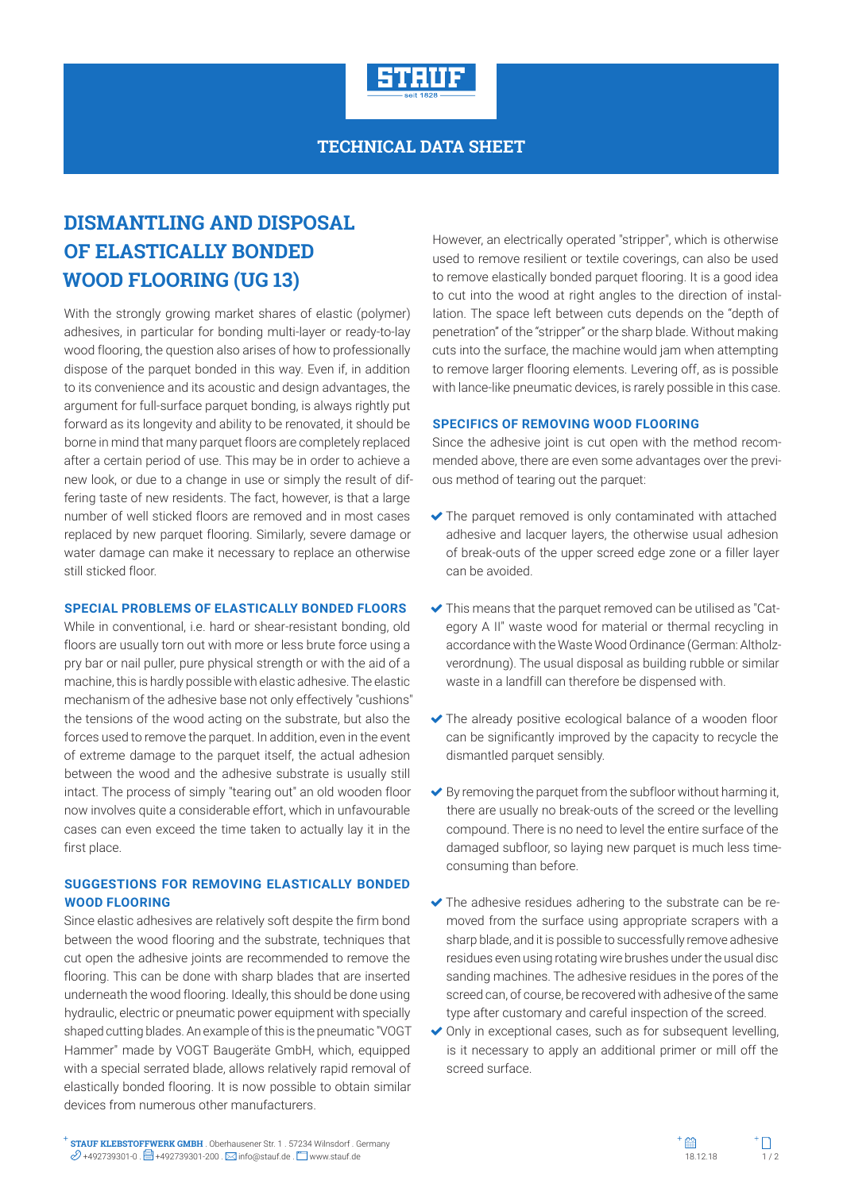# TECHNICAL DATA SHEET

## DISMANTLING AND DISPOSAL OF ELASTICALLY BONDED WOOD FLOORING (UG 13)

With the strongly growing market shares of elastic (polymer) adhesives, in particular for bonding multi-layer or ready-to-lay wood flooring, the question also arises of how to professionally dispose of the parquet bonded in this way. Even if, in addition to its convenience and its acoustic and design advantages, the argument for full-surface parquet bonding, is always rightly put forward as its longevity and ability to be renovated, it should be borne in mind that many parquet floors are completely replaced after a certain period of use. This may be in order to achieve a new look, or due to a change in use or simply the result of differing taste of new residents. The fact, however, is that a large number of well sticked floors are removed and in most cases replaced by new parquet flooring. Similarly, severe damage or water damage can make it necessary to replace an otherwise still sticked floor.

### SPECIAL PROBLEMS OF ELASTICALLY BONDED FLOORS

While in conventional, i.e. hard or shear-resistant bonding, old floors are usually torn out with more or less brute force using a pry bar or nail puller, pure physical strength or with the aid of a machine, this is hardly possible with elastic adhesive. The elastic mechanism of the adhesive base not only effectively "cushions" the tensions of the wood acting on the substrate, but also the forces used to remove the parquet. In addition, even in the event of extreme damage to the parquet itself, the actual adhesion between the wood and the adhesive substrate is usually still intact. The process of simply "tearing out" an old wooden floor now involves quite a considerable effort, which in unfavourable cases can even exceed the time taken to actually lay it in the first place.

### SUGGESTIONS FOR REMOVING ELASTICALLY BONDED WOOD FLOORING

Since elastic adhesives are relatively soft despite the firm bond between the wood flooring and the substrate, techniques that cut open the adhesive joints are recommended to remove the flooring. This can be done with sharp blades that are inserted underneath the wood flooring. Ideally, this should be done using hydraulic, electric or pneumatic power equipment with specially shaped cutting blades. An example of this is the pneumatic "VOGT Hammer" made by VOGT Baugeräte GmbH, which, equipped with a special serrated blade, allows relatively rapid removal of elastically bonded flooring. It is now possible to obtain similar devices from numerous other manufacturers.

However, an electrically operated "stripper", which is otherwise used to remove resilient or textile coverings, can also be used to remove elastically bonded parquet flooring. It is a good idea to cut into the wood at right angles to the direction of installation. The space left between cuts depends on the "depth of penetration" of the "stripper" or the sharp blade. Without making cuts into the surface, the machine would jam when attempting to remove larger flooring elements. Levering off, as is possible with lance-like pneumatic devices, is rarely possible in this case.

### SPECIFICS OF REMOVING WOOD FLOORING

Since the adhesive joint is cut open with the method recommended above, there are even some advantages over the previous method of tearing out the parquet:

- The parquet removed is only contaminated with attached adhesive and lacquer layers, the otherwise usual adhesion of break-outs of the upper screed edge zone or a filler layer can be avoided.
- This means that the parquet removed can be utilised as "Category A II" waste wood for material or thermal recycling in accordance with the Waste Wood Ordinance (German: Altholzverordnung). The usual disposal as building rubble or similar waste in a landfill can therefore be dispensed with.
- The already positive ecological balance of a wooden floor can be significantly improved by the capacity to recycle the dismantled parquet sensibly.
- By removing the parquet from the subfloor without harming it, there are usually no break-outs of the screed or the levelling compound. There is no need to level the entire surface of the damaged subfloor, so laying new parquet is much less time-consuming than before.
- The adhesive residues adhering to the substrate can be removed from the surface using appropriate scrapers with a sharp blade, and it is possible to successfully remove adhesive residues even using rotating wire brushes under the usual disc sanding machines. The adhesive residues in the pores of the screed can, of course, be recovered with adhesive of the same type after customary and careful inspection of the screed.
- Only in exceptional cases, such as for subsequent levelling, is it necessary to apply an additional primer or mill off the screed surface.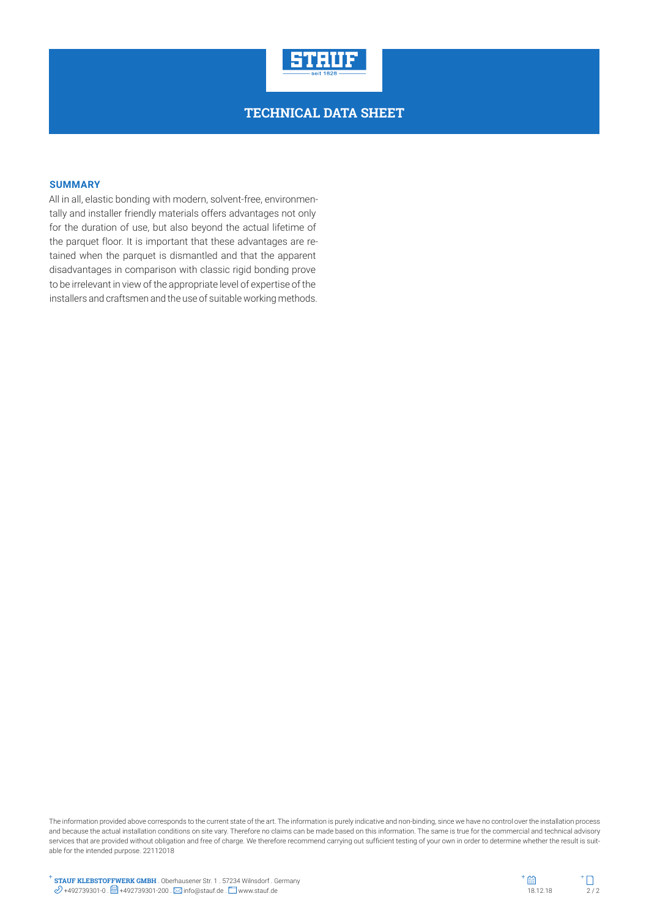## SUMMARY

All in all, elastic bonding with modern, solvent-free, environmentally and installer friendly materials offers advantages not only for the duration of use, but also beyond the actual lifetime of the parquet floor. It is important that these advantages are retained when the parquet is dismantled and that the apparent disadvantages in comparison with classic rigid bonding prove to be irrelevant in view of the appropriate level of expertise of the installers and craftsmen and the use of suitable working methods.

The information provided above corresponds to the current state of the art. The information is purely indicative and non-binding, since we have no control over the installation process and because the actual installation conditions on site vary. Therefore no claims can be made based on this information. The same is true for the commercial and technical advisory services that are provided without obligation and free of charge. We therefore recommend carrying out sufficient testing of your own in order to determine whether the result is suitable for the intended purpose. 22112018